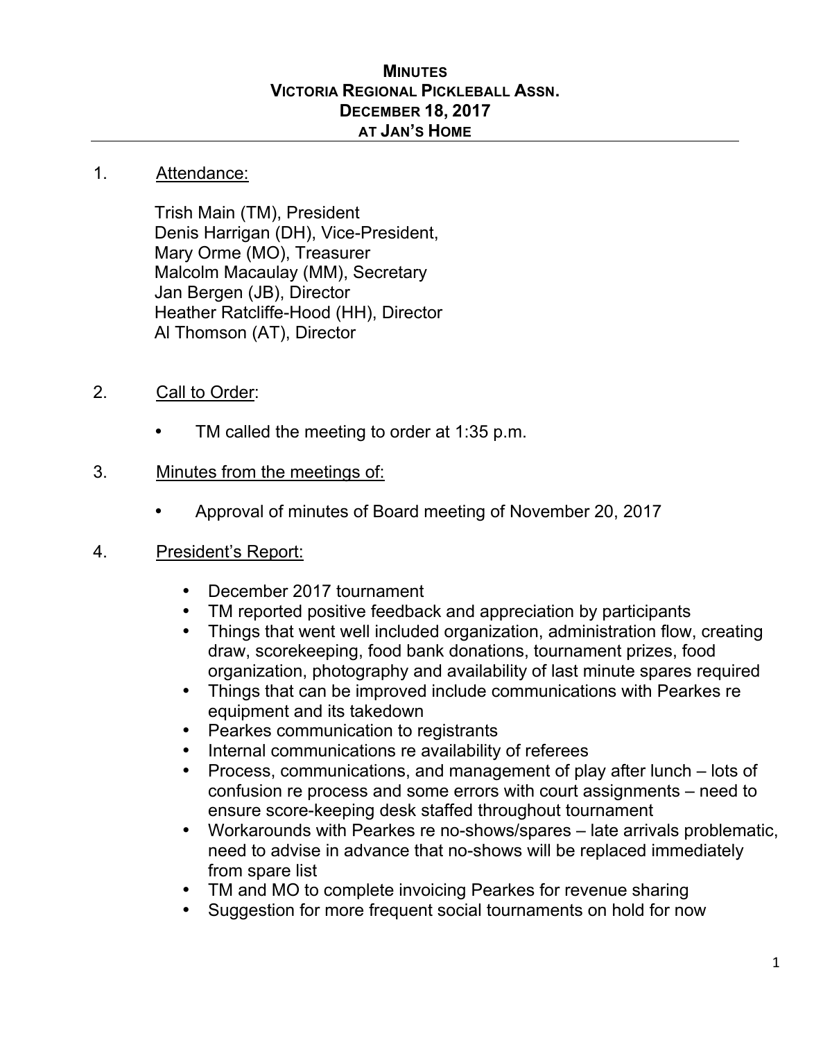# MINUTES
# VICTORIA REGIONAL PICKLEBALL ASSN.
# DECEMBER 18, 2017
# AT JAN'S HOME

1. Attendance:

   Trish Main (TM), President
   Denis Harrigan (DH), Vice-President,
   Mary Orme (MO), Treasurer
   Malcolm Macaulay (MM), Secretary
   Jan Bergen (JB), Director
   Heather Ratcliffe-Hood (HH), Director
   Al Thomson (AT), Director

2. Call to Order:

   - TM called the meeting to order at 1:35 p.m.

3. Minutes from the meetings of:

   - Approval of minutes of Board meeting of November 20, 2017

4. President's Report:

   - December 2017 tournament
   - TM reported positive feedback and appreciation by participants
   - Things that went well included organization, administration flow, creating draw, scorekeeping, food bank donations, tournament prizes, food organization, photography and availability of last minute spares required
   - Things that can be improved include communications with Pearkes re equipment and its takedown
   - Pearkes communication to registrants
   - Internal communications re availability of referees
   - Process, communications, and management of play after lunch – lots of confusion re process and some errors with court assignments – need to ensure score-keeping desk staffed throughout tournament
   - Workarounds with Pearkes re no-shows/spares – late arrivals problematic, need to advise in advance that no-shows will be replaced immediately from spare list
   - TM and MO to complete invoicing Pearkes for revenue sharing
   - Suggestion for more frequent social tournaments on hold for now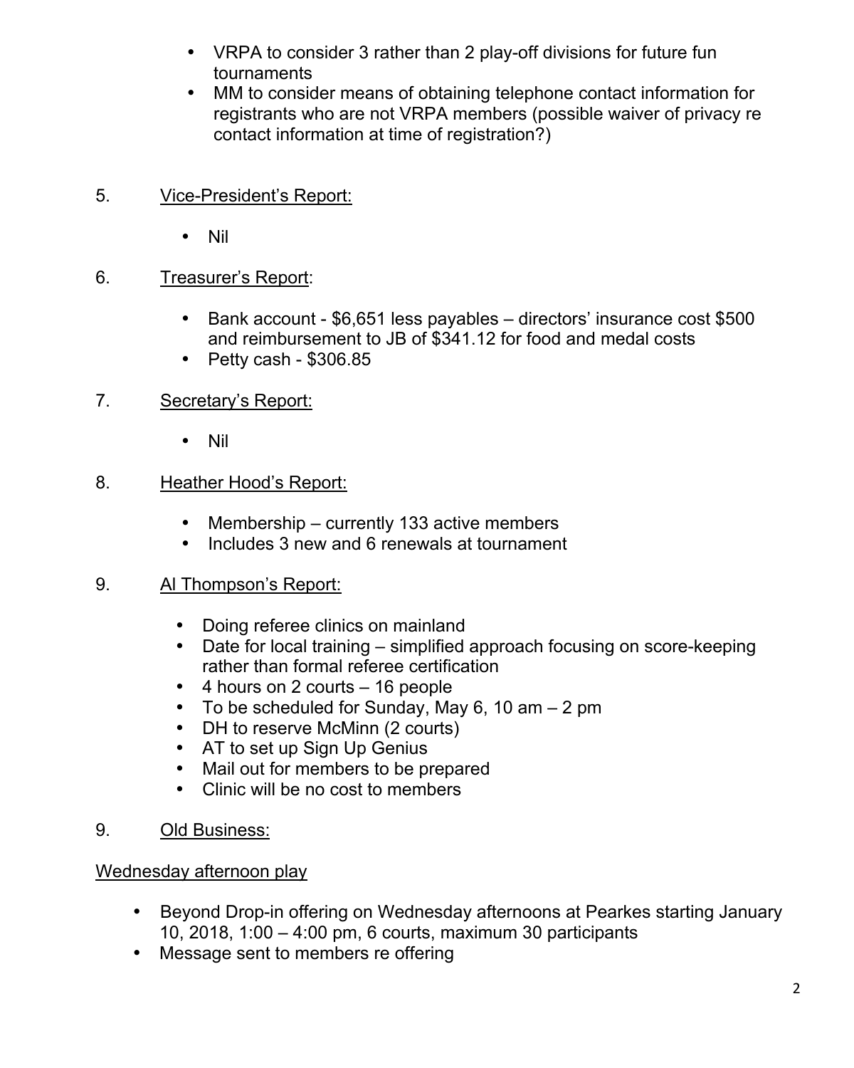- VRPA to consider 3 rather than 2 play-off divisions for future fun tournaments
- MM to consider means of obtaining telephone contact information for registrants who are not VRPA members (possible waiver of privacy re contact information at time of registration?)

5. <u>Vice-President's Report:</u>

   - Nil

6. <u>Treasurer's Report</u>:

   - Bank account - $6,651 less payables – directors' insurance cost $500 and reimbursement to JB of $341.12 for food and medal costs
   - Petty cash - $306.85

7. <u>Secretary's Report:</u>

   - Nil

8. <u>Heather Hood's Report:</u>

   - Membership – currently 133 active members
   - Includes 3 new and 6 renewals at tournament

9. <u>Al Thompson's Report:</u>

   - Doing referee clinics on mainland
   - Date for local training – simplified approach focusing on score-keeping rather than formal referee certification
   - 4 hours on 2 courts – 16 people
   - To be scheduled for Sunday, May 6, 10 am – 2 pm
   - DH to reserve McMinn (2 courts)
   - AT to set up Sign Up Genius
   - Mail out for members to be prepared
   - Clinic will be no cost to members

9. <u>Old Business:</u>

<u>Wednesday afternoon play</u>

- Beyond Drop-in offering on Wednesday afternoons at Pearkes starting January 10, 2018, 1:00 – 4:00 pm, 6 courts, maximum 30 participants
- Message sent to members re offering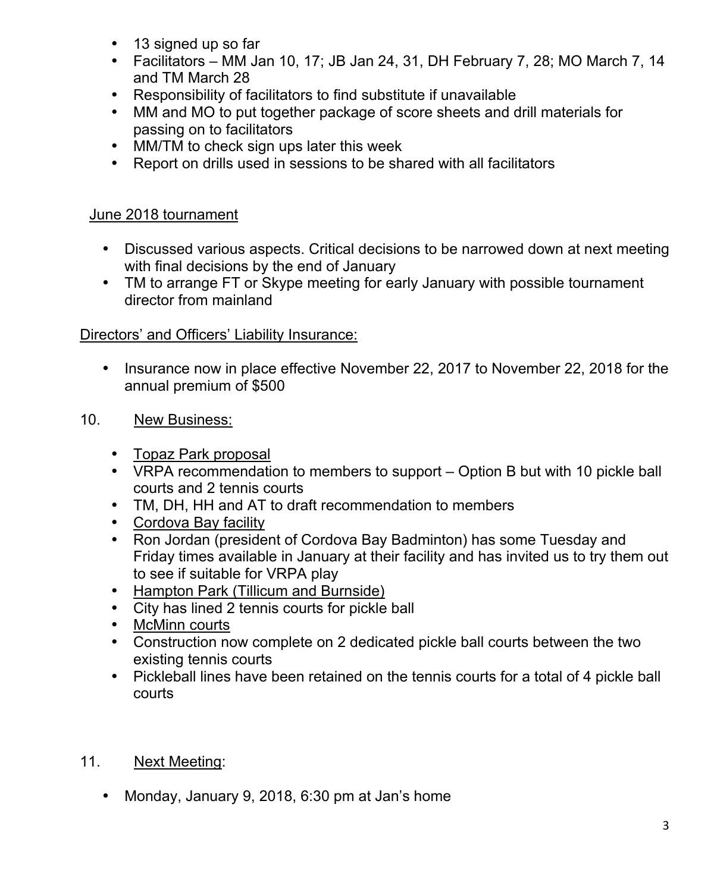- 13 signed up so far
- Facilitators – MM Jan 10, 17; JB Jan 24, 31, DH February 7, 28; MO March 7, 14 and TM March 28
- Responsibility of facilitators to find substitute if unavailable
- MM and MO to put together package of score sheets and drill materials for passing on to facilitators
- MM/TM to check sign ups later this week
- Report on drills used in sessions to be shared with all facilitators

June 2018 tournament

- Discussed various aspects. Critical decisions to be narrowed down at next meeting with final decisions by the end of January
- TM to arrange FT or Skype meeting for early January with possible tournament director from mainland

Directors' and Officers' Liability Insurance:

- Insurance now in place effective November 22, 2017 to November 22, 2018 for the annual premium of $500

10. New Business:

- Topaz Park proposal
- VRPA recommendation to members to support – Option B but with 10 pickle ball courts and 2 tennis courts
- TM, DH, HH and AT to draft recommendation to members
- Cordova Bay facility
- Ron Jordan (president of Cordova Bay Badminton) has some Tuesday and Friday times available in January at their facility and has invited us to try them out to see if suitable for VRPA play
- Hampton Park (Tillicum and Burnside)
- City has lined 2 tennis courts for pickle ball
- McMinn courts
- Construction now complete on 2 dedicated pickle ball courts between the two existing tennis courts
- Pickleball lines have been retained on the tennis courts for a total of 4 pickle ball courts

11. Next Meeting:

- Monday, January 9, 2018, 6:30 pm at Jan's home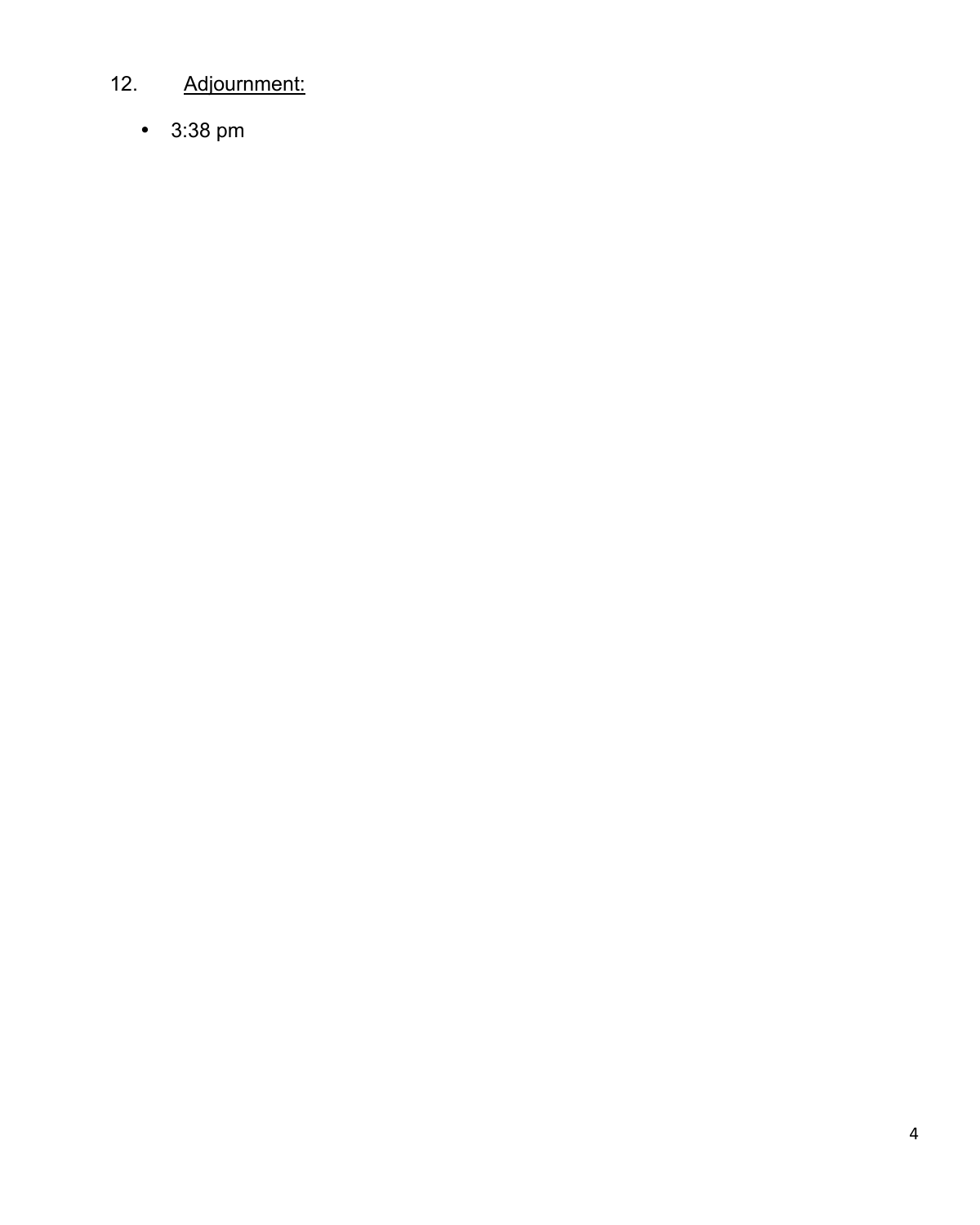12. <u>Adjournment:</u>

- 3:38 pm